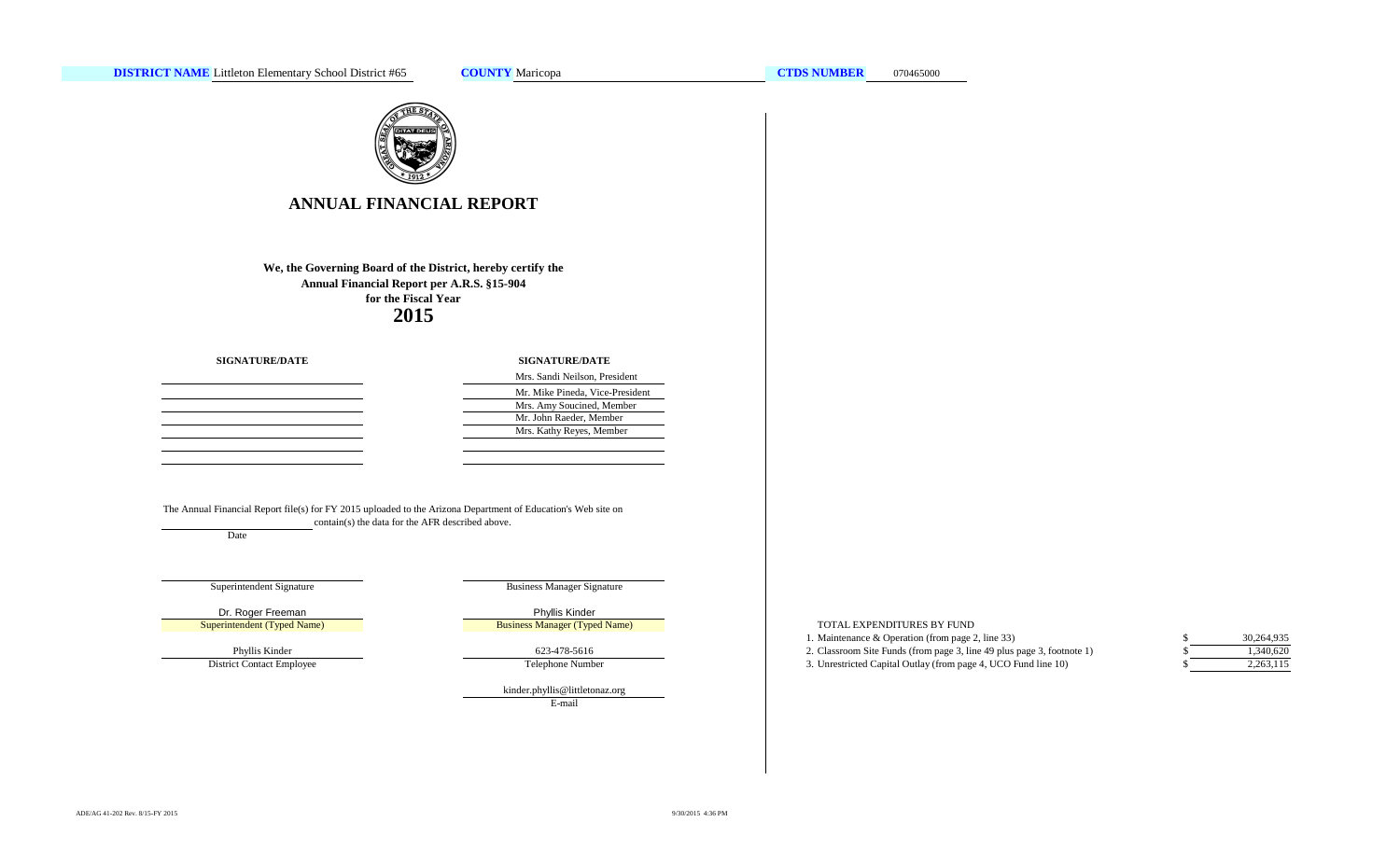**DISTRICT NAME** Littleton Elementary School District #65 **COUNTY** Maricopa **CTDS NUMBER** 070465000

# ANNUAL FINANCIAL REPORT

**We, the Governing Board of the District, hereby certify the Annual Financial Report per A.R.S. §15-904 for the Fiscal Year**

**2015**

| SIGNATURE/DATE | SIGNATURE/DATE |
| --- | --- |
| | Mrs. Sandi Neilson, President |
| | Mr. Mike Pineda, Vice-President |
| | Mrs. Amy Soucined, Member |
| | Mr. John Raeder, Member |
| | Mrs. Kathy Reyes, Member |
| | |
| | |

The Annual Financial Report file(s) for FY 2015 uploaded to the Arizona Department of Education's Web site on \_\_\_\_\_\_\_\_\_\_ contain(s) the data for the AFR described above.

Date

| | |
| --- | --- |
| Superintendent Signature | Business Manager Signature |
| Dr. Roger Freeman | Phyllis Kinder |
| Superintendent (Typed Name) | Business Manager (Typed Name) |
| Phyllis Kinder | 623-478-5616 |
| District Contact Employee | Telephone Number |
| | kinder.phyllis@littletonaz.org |
| | E-mail |

TOTAL EXPENDITURES BY FUND

| | | |
| --- | --- | --- |
| 1. Maintenance & Operation (from page 2, line 33) | $ | 30,264,935 |
| 2. Classroom Site Funds (from page 3, line 49 plus page 3, footnote 1) | $ | 1,340,620 |
| 3. Unrestricted Capital Outlay (from page 4, UCO Fund line 10) | $ | 2,263,115 |

ADE/AG 41-202 Rev. 8/15-FY 2015

9/30/2015 4:36 PM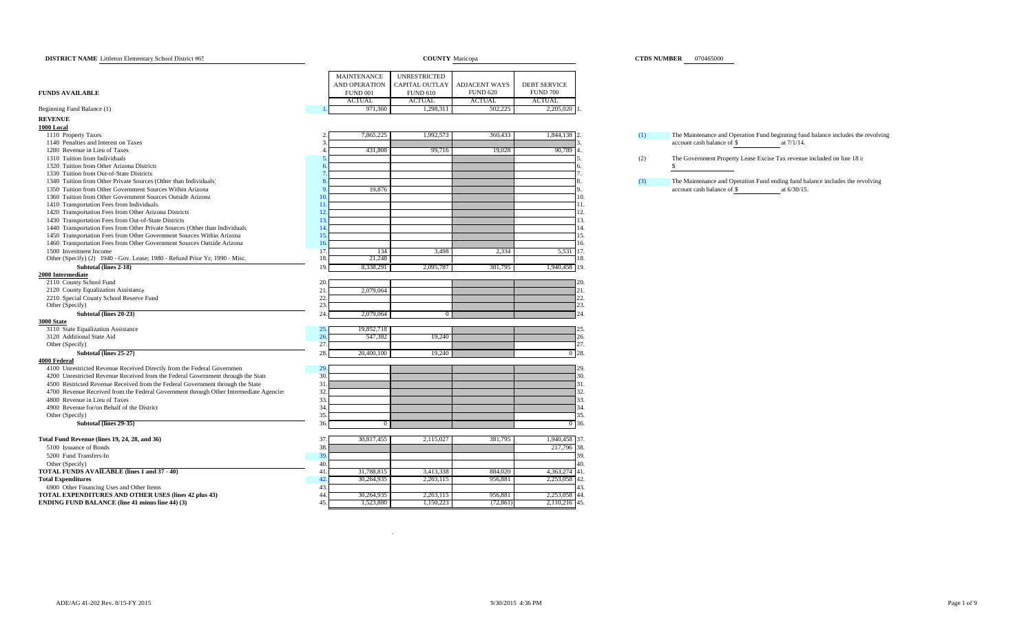**DISTRICT NAME** Littleton Elementary School District #65 **COUNTY** Maricopa **CTDS NUMBER** 070465000

| FUNDS AVAILABLE | Line | MAINTENANCE AND OPERATION FUND 001 ACTUAL | UNRESTRICTED CAPITAL OUTLAY FUND 610 ACTUAL | ADJACENT WAYS FUND 620 ACTUAL | DEBT SERVICE FUND 700 ACTUAL | Line |
|---|---|---|---|---|---|---|
| Beginning Fund Balance (1) | 1. | 971,360 | 1,298,311 | 502,225 | 2,205,020 | 1. |
| **REVENUE** | | | | | | |
| **1000 Local** | | | | | | |
| 1110 Property Taxes | 2. | 7,865,225 | 1,992,573 | 360,433 | 1,844,138 | 2. |
| 1140 Penalties and Interest on Taxes | 3. | | | | | 3. |
| 1280 Revenue in Lieu of Taxes | 4. | 431,808 | 99,716 | 19,028 | 90,789 | 4. |
| 1310 Tuition from Individuals | 5. | | | | | 5. |
| 1320 Tuition from Other Arizona Districts | 6. | | | | | 6. |
| 1330 Tuition from Out-of-State Districts | 7. | | | | | 7. |
| 1340 Tuition from Other Private Sources (Other than Individuals) | 8. | | | | | 8. |
| 1350 Tuition from Other Government Sources Within Arizona | 9. | 19,876 | | | | 9. |
| 1360 Tuition from Other Government Sources Outside Arizona | 10. | | | | | 10. |
| 1410 Transportation Fees from Individuals | 11. | | | | | 11. |
| 1420 Transportation Fees from Other Arizona Districts | 12. | | | | | 12. |
| 1430 Transportation Fees from Out-of-State Districts | 13. | | | | | 13. |
| 1440 Transportation Fees from Other Private Sources (Other than Individuals) | 14. | | | | | 14. |
| 1450 Transportation Fees from Other Government Sources Within Arizona | 15. | | | | | 15. |
| 1460 Transportation Fees from Other Government Sources Outside Arizona | 16. | | | | | 16. |
| 1500 Investment Income | 17. | 134 | 3,498 | 2,334 | 5,531 | 17. |
| Other (Specify) (2) 1940 - Gov. Lease; 1980 - Refund Prior Yr; 1990 - Misc. | 18. | 21,248 | | | | 18. |
| **Subtotal (lines 2-18)** | 19. | 8,338,291 | 2,095,787 | 381,795 | 1,940,458 | 19. |
| **2000 Intermediate** | | | | | | |
| 2110 County School Fund | 20. | | | | | 20. |
| 2120 County Equalization Assistance | 21. | 2,079,064 | | | | 21. |
| 2210 Special County School Reserve Fund | 22. | | | | | 22. |
| Other (Specify) | 23. | | | | | 23. |
| **Subtotal (lines 20-23)** | 24. | 2,079,064 | 0 | | | 24. |
| **3000 State** | | | | | | |
| 3110 State Equalization Assistance | 25. | 19,852,718 | | | | 25. |
| 3120 Additional State Aid | 26. | 547,382 | 19,240 | | | 26. |
| Other (Specify) | 27. | | | | | 27. |
| **Subtotal (lines 25-27)** | 28. | 20,400,100 | 19,240 | | 0 | 28. |
| **4000 Federal** | | | | | | |
| 4100 Unrestricted Revenue Received Directly from the Federal Government | 29. | | | | | 29. |
| 4200 Unrestricted Revenue Received from the Federal Government through the State | 30. | | | | | 30. |
| 4500 Restricted Revenue Received from the Federal Government through the State | 31. | | | | | 31. |
| 4700 Revenue Received from the Federal Government through Other Intermediate Agencies | 32. | | | | | 32. |
| 4800 Revenue in Lieu of Taxes | 33. | | | | | 33. |
| 4900 Revenue for/on Behalf of the District | 34. | | | | | 34. |
| Other (Specify) | 35. | | | | | 35. |
| **Subtotal (lines 29-35)** | 36. | 0 | | | 0 | 36. |
| **Total Fund Revenue (lines 19, 24, 28, and 36)** | 37. | 30,817,455 | 2,115,027 | 381,795 | 1,940,458 | 37. |
| 5100 Issuance of Bonds | 38. | | | | 217,796 | 38. |
| 5200 Fund Transfers-In | 39. | | | | | 39. |
| Other (Specify) | 40. | | | | | 40. |
| **TOTAL FUNDS AVAILABLE (lines 1 and 37 - 40)** | 41. | 31,788,815 | 3,413,338 | 884,020 | 4,363,274 | 41. |
| **Total Expenditures** | 42. | 30,264,935 | 2,263,115 | 956,881 | 2,253,058 | 42. |
| 6900 Other Financing Uses and Other Items | 43. | | | | | 43. |
| **TOTAL EXPENDITURES AND OTHER USES (lines 42 plus 43)** | 44. | 30,264,935 | 2,263,115 | 956,881 | 2,253,058 | 44. |
| **ENDING FUND BALANCE (line 41 minus line 44) (3)** | 45. | 1,523,880 | 1,150,223 | (72,861) | 2,110,216 | 45. |

(1) The Maintenance and Operation Fund beginning fund balance includes the revolving account cash balance of $ ______ at 7/1/14.

(2) The Government Property Lease Excise Tax revenue included on line 18 is $ ______

(3) The Maintenance and Operation Fund ending fund balance includes the revolving account cash balance of $ ______ at 6/30/15.

ADE/AG 41-202 Rev. 8/15-FY 2015 9/30/2015 4:36 PM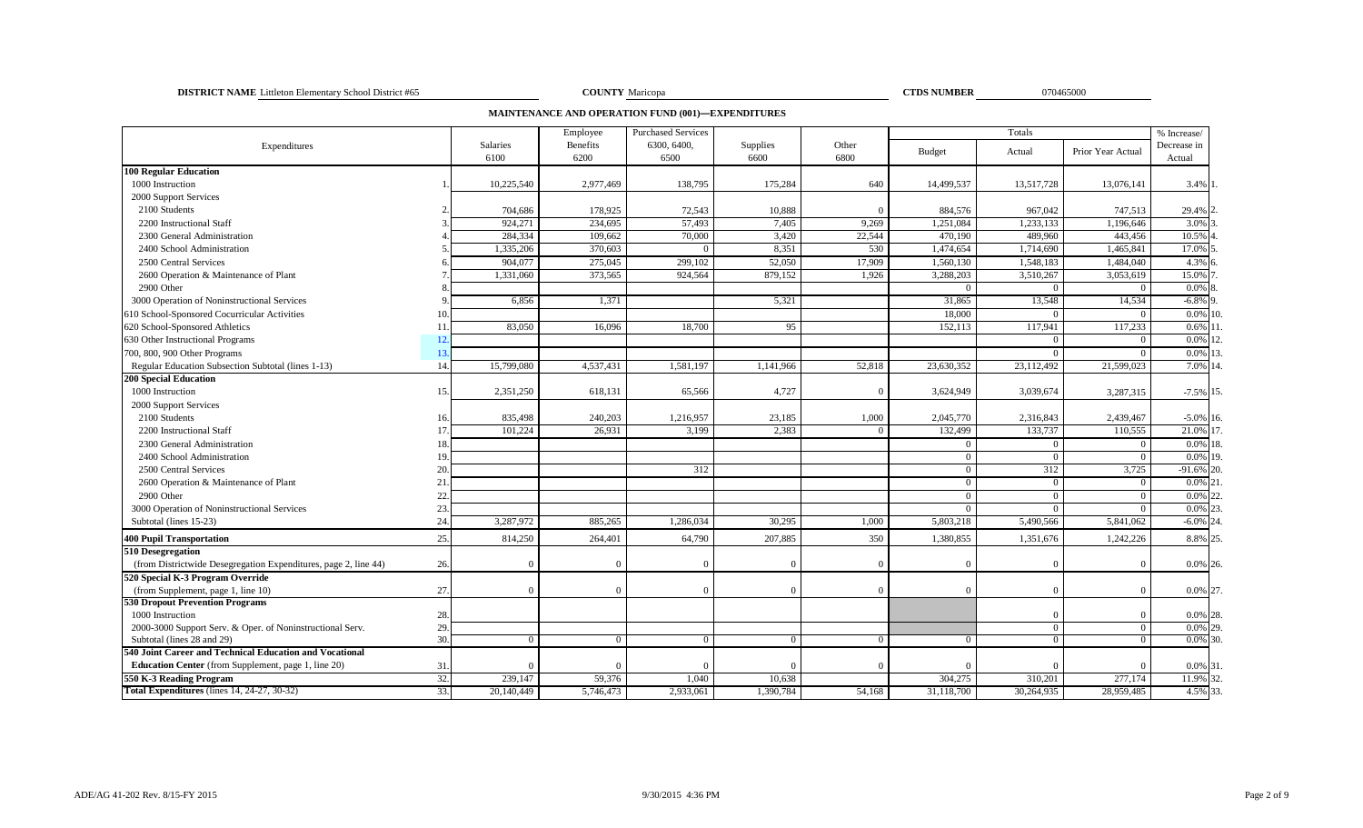**DISTRICT NAME** Littleton Elementary School District #65 **COUNTY** Maricopa **CTDS NUMBER** 070465000

## MAINTENANCE AND OPERATION FUND (001)—EXPENDITURES

| Expenditures | | Salaries 6100 | Employee Benefits 6200 | Purchased Services 6300, 6400, 6500 | Supplies 6600 | Other 6800 | Totals Budget | Totals Actual | Totals Prior Year Actual | % Increase/ Decrease in Actual | |
|---|---|---|---|---|---|---|---|---|---|---|---|
| **100 Regular Education** | | | | | | | | | | | |
| 1000 Instruction | 1. | 10,225,540 | 2,977,469 | 138,795 | 175,284 | 640 | 14,499,537 | 13,517,728 | 13,076,141 | 3.4% | 1. |
| 2000 Support Services | | | | | | | | | | | |
| 2100 Students | 2. | 704,686 | 178,925 | 72,543 | 10,888 | 0 | 884,576 | 967,042 | 747,513 | 29.4% | 2. |
| 2200 Instructional Staff | 3. | 924,271 | 234,695 | 57,493 | 7,405 | 9,269 | 1,251,084 | 1,233,133 | 1,196,646 | 3.0% | 3. |
| 2300 General Administration | 4. | 284,334 | 109,662 | 70,000 | 3,420 | 22,544 | 470,190 | 489,960 | 443,456 | 10.5% | 4. |
| 2400 School Administration | 5. | 1,335,206 | 370,603 | 0 | 8,351 | 530 | 1,474,654 | 1,714,690 | 1,465,841 | 17.0% | 5. |
| 2500 Central Services | 6. | 904,077 | 275,045 | 299,102 | 52,050 | 17,909 | 1,560,130 | 1,548,183 | 1,484,040 | 4.3% | 6. |
| 2600 Operation & Maintenance of Plant | 7. | 1,331,060 | 373,565 | 924,564 | 879,152 | 1,926 | 3,288,203 | 3,510,267 | 3,053,619 | 15.0% | 7. |
| 2900 Other | 8. | | | | | | 0 | 0 | 0 | 0.0% | 8. |
| 3000 Operation of Noninstructional Services | 9. | 6,856 | 1,371 | | 5,321 | | 31,865 | 13,548 | 14,534 | -6.8% | 9. |
| 610 School-Sponsored Cocurricular Activities | 10. | | | | | | 18,000 | 0 | 0 | 0.0% | 10. |
| 620 School-Sponsored Athletics | 11. | 83,050 | 16,096 | 18,700 | 95 | | 152,113 | 117,941 | 117,233 | 0.6% | 11. |
| 630 Other Instructional Programs | 12. | | | | | | | 0 | 0 | 0.0% | 12. |
| 700, 800, 900 Other Programs | 13. | | | | | | | 0 | 0 | 0.0% | 13. |
| Regular Education Subsection Subtotal (lines 1-13) | 14. | 15,799,080 | 4,537,431 | 1,581,197 | 1,141,966 | 52,818 | 23,630,352 | 23,112,492 | 21,599,023 | 7.0% | 14. |
| **200 Special Education** | | | | | | | | | | | |
| 1000 Instruction | 15. | 2,351,250 | 618,131 | 65,566 | 4,727 | 0 | 3,624,949 | 3,039,674 | 3,287,315 | -7.5% | 15. |
| 2000 Support Services | | | | | | | | | | | |
| 2100 Students | 16. | 835,498 | 240,203 | 1,216,957 | 23,185 | 1,000 | 2,045,770 | 2,316,843 | 2,439,467 | -5.0% | 16. |
| 2200 Instructional Staff | 17. | 101,224 | 26,931 | 3,199 | 2,383 | 0 | 132,499 | 133,737 | 110,555 | 21.0% | 17. |
| 2300 General Administration | 18. | | | | | | 0 | 0 | 0 | 0.0% | 18. |
| 2400 School Administration | 19. | | | | | | 0 | 0 | 0 | 0.0% | 19. |
| 2500 Central Services | 20. | | | 312 | | | 0 | 312 | 3,725 | -91.6% | 20. |
| 2600 Operation & Maintenance of Plant | 21. | | | | | | 0 | 0 | 0 | 0.0% | 21. |
| 2900 Other | 22. | | | | | | 0 | 0 | 0 | 0.0% | 22. |
| 3000 Operation of Noninstructional Services | 23. | | | | | | 0 | 0 | 0 | 0.0% | 23. |
| Subtotal (lines 15-23) | 24. | 3,287,972 | 885,265 | 1,286,034 | 30,295 | 1,000 | 5,803,218 | 5,490,566 | 5,841,062 | -6.0% | 24. |
| **400 Pupil Transportation** | 25. | 814,250 | 264,401 | 64,790 | 207,885 | 350 | 1,380,855 | 1,351,676 | 1,242,226 | 8.8% | 25. |
| **510 Desegregation** (from Districtwide Desegregation Expenditures, page 2, line 44) | 26. | 0 | 0 | 0 | 0 | 0 | 0 | 0 | 0 | 0.0% | 26. |
| **520 Special K-3 Program Override** (from Supplement, page 1, line 10) | 27. | 0 | 0 | 0 | 0 | 0 | 0 | 0 | 0 | 0.0% | 27. |
| **530 Dropout Prevention Programs** | | | | | | | | | | | |
| 1000 Instruction | 28. | | | | | | | 0 | 0 | 0.0% | 28. |
| 2000-3000 Support Serv. & Oper. of Noninstructional Serv. | 29. | | | | | | | 0 | 0 | 0.0% | 29. |
| Subtotal (lines 28 and 29) | 30. | 0 | 0 | 0 | 0 | 0 | 0 | 0 | 0 | 0.0% | 30. |
| **540 Joint Career and Technical Education and Vocational Education Center** (from Supplement, page 1, line 20) | 31. | 0 | 0 | 0 | 0 | 0 | 0 | 0 | 0 | 0.0% | 31. |
| **550 K-3 Reading Program** | 32. | 239,147 | 59,376 | 1,040 | 10,638 | | 304,275 | 310,201 | 277,174 | 11.9% | 32. |
| **Total Expenditures** (lines 14, 24-27, 30-32) | 33. | 20,140,449 | 5,746,473 | 2,933,061 | 1,390,784 | 54,168 | 31,118,700 | 30,264,935 | 28,959,485 | 4.5% | 33. |

ADE/AG 41-202 Rev. 8/15-FY 2015 9/30/2015 4:36 PM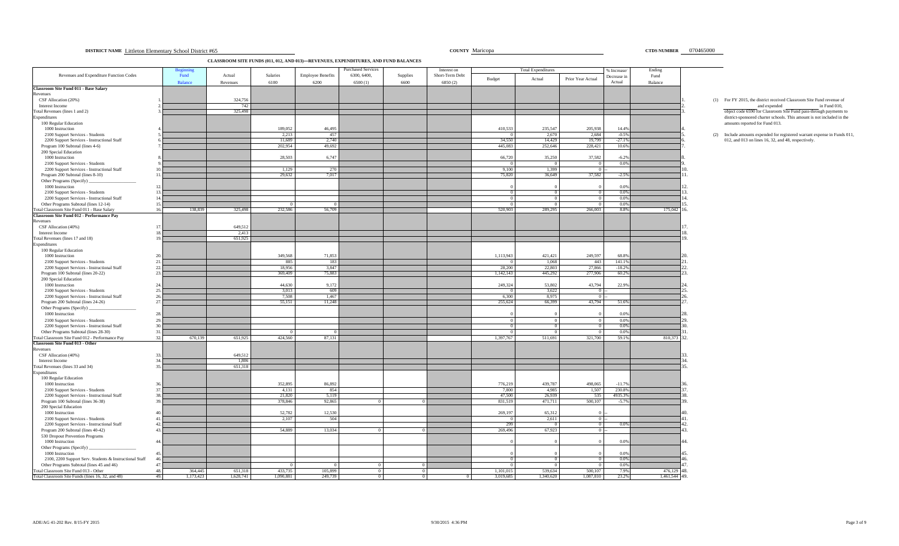**DISTRICT NAME** Littleton Elementary School District #65 **COUNTY** Maricopa **CTDS NUMBER** 070465000

**CLASSROOM SITE FUNDS (011, 012, AND 013)—REVENUES, EXPENDITURES, AND FUND BALANCES**

| Revenues and Expenditure Function Codes | | Beginning Fund Balance | Actual Revenues | Salaries 6100 | Employee Benefits 6200 | Purchased Services 6300, 6400, 6500 (1) | Supplies 6600 | Interest on Short-Term Debt 6850 (2) | Total Expenditures Budget | Total Expenditures Actual | Total Expenditures Prior Year Actual | % Increase/ Decrease in Actual | Ending Fund Balance | |
|---|---|---|---|---|---|---|---|---|---|---|---|---|---|---|
| **Classroom Site Fund 011 - Base Salary** | | | | | | | | | | | | | | |
| Revenues | | | | | | | | | | | | | | |
| CSF Allocation (20%) | 1. | | 324,756 | | | | | | | | | | | 1. |
| Interest Income | 2. | | 742 | | | | | | | | | | | 2. |
| Total Revenues (lines 1 and 2) | 3. | | 325,498 | | | | | | | | | | | 3. |
| Expenditures | | | | | | | | | | | | | | |
| 100 Regular Education | | | | | | | | | | | | | | |
| 1000 Instruction | 4. | | | 189,052 | 46,495 | | | | 410,533 | 235,547 | 205,938 | 14.4% | | 4. |
| 2100 Support Services - Students | 5. | | | 2,213 | 457 | | | | 0 | 2,670 | 2,684 | -0.5% | | 5. |
| 2200 Support Services - Instructional Staff | 6. | | | 11,689 | 2,740 | | | | 34,550 | 14,429 | 19,799 | -27.1% | | 6. |
| Program 100 Subtotal (lines 4-6) | 7. | | | 202,954 | 49,692 | | | | 445,083 | 252,646 | 228,421 | 10.6% | | 7. |
| 200 Special Education | | | | | | | | | | | | | | |
| 1000 Instruction | 8. | | | 28,503 | 6,747 | | | | 66,720 | 35,250 | 37,582 | -6.2% | | 8. |
| 2100 Support Services - Students | 9. | | | | | | | | 0 | 0 | 0 | 0.0% | | 9. |
| 2200 Support Services - Instructional Staff | 10. | | | 1,129 | 270 | | | | 9,100 | 1,399 | 0 | -- | | 10. |
| Program 200 Subtotal (lines 8-10) | 11. | | | 29,632 | 7,017 | | | | 75,820 | 36,649 | 37,582 | -2.5% | | 11. |
| Other Programs (Specify) ____________ | | | | | | | | | | | | | | |
| 1000 Instruction | 12. | | | | | | | | 0 | 0 | 0 | 0.0% | | 12. |
| 2100 Support Services - Students | 13. | | | | | | | | 0 | 0 | 0 | 0.0% | | 13. |
| 2200 Support Services - Instructional Staff | 14. | | | | | | | | 0 | 0 | 0 | 0.0% | | 14. |
| Other Programs Subtotal (lines 12-14) | 15. | | | 0 | 0 | | | | 0 | 0 | 0 | 0.0% | | 15. |
| Total Classroom Site Fund 011 - Base Salary | 16. | 138,839 | 325,498 | 232,586 | 56,709 | | | | 520,903 | 289,295 | 266,003 | 8.8% | 175,042 | 16. |
| **Classroom Site Fund 012 - Performance Pay** | | | | | | | | | | | | | | |
| Revenues | | | | | | | | | | | | | | |
| CSF Allocation (40%) | 17. | | 649,512 | | | | | | | | | | | 17. |
| Interest Income | 18. | | 2,413 | | | | | | | | | | | 18. |
| Total Revenues (lines 17 and 18) | 19. | | 651,925 | | | | | | | | | | | 19. |
| Expenditures | | | | | | | | | | | | | | |
| 100 Regular Education | | | | | | | | | | | | | | |
| 1000 Instruction | 20. | | | 349,568 | 71,853 | | | | 1,113,943 | 421,421 | 249,597 | 68.8% | | 20. |
| 2100 Support Services - Students | 21. | | | 885 | 183 | | | | 0 | 1,068 | 443 | 141.1% | | 21. |
| 2200 Support Services - Instructional Staff | 22. | | | 18,956 | 3,847 | | | | 28,200 | 22,803 | 27,866 | -18.2% | | 22. |
| Program 100 Subtotal (lines 20-22) | 23. | | | 369,409 | 75,883 | | | | 1,142,143 | 445,292 | 277,906 | 60.2% | | 23. |
| 200 Special Education | | | | | | | | | | | | | | |
| 1000 Instruction | 24. | | | 44,630 | 9,172 | | | | 249,324 | 53,802 | 43,794 | 22.9% | | 24. |
| 2100 Support Services - Students | 25. | | | 3,013 | 609 | | | | 0 | 3,622 | 0 | -- | | 25. |
| 2200 Support Services - Instructional Staff | 26. | | | 7,508 | 1,467 | | | | 6,300 | 8,975 | 0 | -- | | 26. |
| Program 200 Subtotal (lines 24-26) | 27. | | | 55,151 | 11,248 | | | | 255,624 | 66,399 | 43,794 | 51.6% | | 27. |
| Other Programs (Specify) ____________ | | | | | | | | | | | | | | |
| 1000 Instruction | 28. | | | | | | | | 0 | 0 | 0 | 0.0% | | 28. |
| 2100 Support Services - Students | 29. | | | | | | | | 0 | 0 | 0 | 0.0% | | 29. |
| 2200 Support Services - Instructional Staff | 30. | | | | | | | | 0 | 0 | 0 | 0.0% | | 30. |
| Other Programs Subtotal (lines 28-30) | 31. | | | 0 | 0 | | | | 0 | 0 | 0 | 0.0% | | 31. |
| Total Classroom Site Fund 012 - Performance Pay | 32. | 670,139 | 651,925 | 424,560 | 87,131 | | | | 1,397,767 | 511,691 | 321,700 | 59.1% | 810,373 | 32. |
| **Classroom Site Fund 013 - Other** | | | | | | | | | | | | | | |
| Revenues | | | | | | | | | | | | | | |
| CSF Allocation (40%) | 33. | | 649,512 | | | | | | | | | | | 33. |
| Interest Income | 34. | | 1,806 | | | | | | | | | | | 34. |
| Total Revenues (lines 33 and 34) | 35. | | 651,318 | | | | | | | | | | | 35. |
| Expenditures | | | | | | | | | | | | | | |
| 100 Regular Education | | | | | | | | | | | | | | |
| 1000 Instruction | 36. | | | 352,895 | 86,892 | | | | 776,219 | 439,787 | 498,065 | -11.7% | | 36. |
| 2100 Support Services - Students | 37. | | | 4,131 | 854 | | | | 7,800 | 4,985 | 1,507 | 230.8% | | 37. |
| 2200 Support Services - Instructional Staff | 38. | | | 21,820 | 5,119 | | | | 47,500 | 26,939 | 535 | 4935.3% | | 38. |
| Program 100 Subtotal (lines 36-38) | 39. | | | 378,846 | 92,865 | 0 | 0 | | 831,519 | 471,711 | 500,107 | -5.7% | | 39. |
| 200 Special Education | | | | | | | | | | | | | | |
| 1000 Instruction | 40. | | | 52,782 | 12,530 | | | | 269,197 | 65,312 | 0 | -- | | 40. |
| 2100 Support Services - Students | 41. | | | 2,107 | 504 | | | | 0 | 2,611 | 0 | -- | | 41. |
| 2200 Support Services - Instructional Staff | 42. | | | | | | | | 299 | 0 | 0 | 0.0% | | 42. |
| Program 200 Subtotal (lines 40-42) | 43. | | | 54,889 | 13,034 | 0 | 0 | | 269,496 | 67,923 | 0 | -- | | 43. |
| 530 Dropout Prevention Programs | | | | | | | | | | | | | | |
| 1000 Instruction | 44. | | | | | | | | 0 | 0 | 0 | 0.0% | | 44. |
| Other Programs (Specify) ____________ | | | | | | | | | | | | | | |
| 1000 Instruction | 45. | | | | | | | | 0 | 0 | 0 | 0.0% | | 45. |
| 2100, 2200 Support Serv. Students & Instructional Staff | 46. | | | | | | | | 0 | 0 | 0 | 0.0% | | 46. |
| Other Programs Subtotal (lines 45 and 46) | 47. | | | 0 | 0 | 0 | 0 | | 0 | 0 | 0 | 0.0% | | 47. |
| Total Classroom Site Fund 013 - Other | 48. | 364,445 | 651,318 | 433,735 | 105,899 | 0 | 0 | | 1,101,015 | 539,634 | 500,107 | 7.9% | 476,129 | 48. |
| Total Classroom Site Funds (lines 16, 32, and 48) | 49. | 1,173,423 | 1,628,741 | 1,090,881 | 249,739 | 0 | 0 | 0 | 3,019,685 | 1,340,620 | 1,087,810 | 23.2% | 1,461,544 | 49. |

(1) For FY 2015, the district received Classroom Site Fund revenue of ____________ and expended ____________ in Fund 010, object code 6590 for Classroom Site Fund pass-through payments to district-sponsored charter schools. This amount is not included in the amounts reported for Fund 013.

(2) Include amounts expended for registered warrant expense in Funds 011, 012, and 013 on lines 16, 32, and 48, respectively.

ADE/AG 41-202 Rev. 8/15-FY 2015 9/30/2015 4:36 PM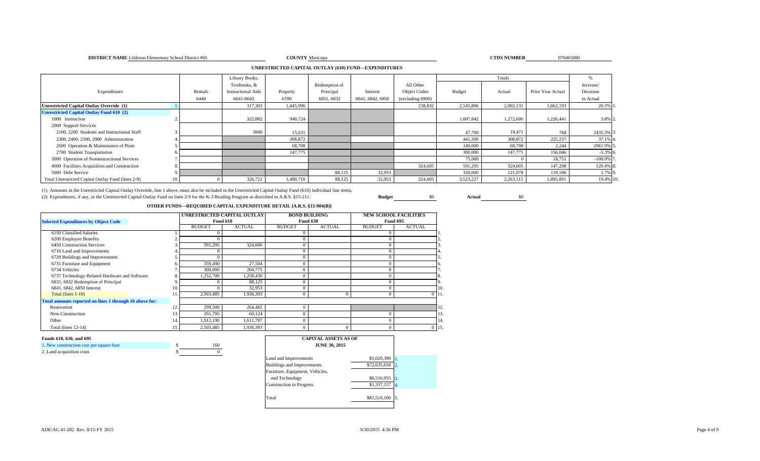**DISTRICT NAME** Littleton Elementary School District #65 **COUNTY** Maricopa **CTDS NUMBER** 070465000

## UNRESTRICTED CAPITAL OUTLAY (610) FUND—EXPENDITURES

| Expenditures | | Rentals 6440 | Library Books, Textbooks, & Instructional Aids 6641-6643 | Property 6700 | Redemption of Principal 6831, 6832 | Interest 6841, 6842, 6850 | All Other Object Codes (excluding 6900) | Totals Budget | Totals Actual | Totals Prior Year Actual | % Increase/ Decrease in Actual | |
|---|---|---|---|---|---|---|---|---|---|---|---|---|
| **Unrestricted Capital Outlay Override (1)** | 1. | | 317,303 | 1,445,996 | | | 238,832 | 2,545,806 | 2,002,131 | 1,662,193 | 20.5% | 1. |
| **Unrestricted Capital Outlay Fund 610 (2)** | | | | | | | | | | | | |
| 1000 Instruction | 2. | | 322,882 | 949,724 | | | | 1,607,842 | 1,272,606 | 1,226,441 | 3.8% | 2. |
| 2000 Support Services | | | | | | | | | | | | |
| 2100, 2200 Students and Instructional Staff | 3. | | 3840 | 15,631 | | | | 47,700 | 19,471 | 768 | 2435.3% | 3. |
| 2300, 2400, 2500, 2900 Administration | 4. | | | 308,872 | | | | 441,390 | 308,872 | 225,237 | 37.1% | 4. |
| 2600 Operation & Maintenance of Plant | 5. | | | 68,708 | | | | 140,000 | 68,708 | 2,244 | 2961.9% | 5. |
| 2700 Student Transportation | 6. | | | 147,775 | | | | 300,000 | 147,775 | 156,046 | -5.3% | 6. |
| 3000 Operation of Noninstructional Services | 7. | | | | | | | 75,000 | 0 | 18,751 | -100.0% | 7. |
| 4000 Facilities Acquisition and Construction | 8. | | | | | | 324,605 | 591,295 | 324,605 | 147,298 | 120.4% | 8. |
| 5000 Debt Service | 9. | | | | 88,125 | 32,953 | | 320,000 | 121,078 | 119,106 | 1.7% | 9. |
| Total Unrestricted Capital Outlay Fund (lines 2-9) | 10. | 0 | 326,722 | 1,490,710 | 88,125 | 32,953 | 324,605 | 3,523,227 | 2,263,115 | 1,895,891 | 19.4% | 10. |

(1) Amounts in the Unrestricted Capital Outlay Override, line 1 above, must also be included in the Unrestricted Capital Outlay Fund (610) individual line items.

(2) Expenditures, if any, in the Unrestricted Capital Outlay Fund on lines 2-9 for the K-3 Reading Program as described in A.R.S. §15-211: **Budget** $0 **Actual** $0

## OTHER FUNDS—REQUIRED CAPITAL EXPENDITURE DETAIL [A.R.S. §15-904(B)]

| Selected Expenditures by Object Code | | UNRESTRICTED CAPITAL OUTLAY Fund 610 | | BOND BUILDING Fund 630 | | NEW SCHOOL FACILITIES Fund 695 | | |
|---|---|---|---|---|---|---|---|---|
| | | BUDGET | ACTUAL | BUDGET | ACTUAL | BUDGET | ACTUAL | |
| 6150 Classified Salaries | 1. | 0 | | 0 | | 0 | | 1. |
| 6200 Employee Benefits | 2. | 0 | | 0 | | 0 | | 2. |
| 6450 Construction Services | 3. | 591,295 | 324,606 | 0 | | 0 | | 3. |
| 6710 Land and Improvements | 4. | 0 | | 0 | | 0 | | 4. |
| 6720 Buildings and Improvements | 5. | 0 | | 0 | | 0 | | 5. |
| 6731 Furniture and Equipment | 6. | 359,490 | 27,504 | 0 | | 0 | | 6. |
| 6734 Vehicles | 7. | 300,000 | 204,775 | 0 | | 0 | | 7. |
| 6737 Technology-Related Hardware and Software | 8. | 1,252,700 | 1,258,430 | 0 | | 0 | | 8. |
| 6831, 6832 Redemption of Principal | 9. | 0 | 88,125 | 0 | | 0 | | 9. |
| 6841, 6842, 6850 Interest | 10. | 0 | 32,953 | 0 | | 0 | | 10. |
| Total (lines 1-10) | 11. | 2,503,485 | 1,936,393 | 0 | 0 | 0 | 0 | 11. |
| **Total amounts reported on lines 1 through 10 above for:** | | | | | | | | |
| Renovation | 12. | 299,500 | 264,482 | 0 | | | | 12. |
| New Construction | 13. | 291,795 | 60,124 | 0 | | 0 | | 13. |
| Other | 14. | 1,912,190 | 1,611,787 | 0 | | 0 | | 14. |
| Total (lines 12-14) | 15. | 2,503,485 | 1,936,393 | 0 | 0 | 0 | 0 | 15. |

**Funds 610, 630, and 695**

1. New construction cost per square foot $ 160
2. Land acquisition costs $ 0

| CAPITAL ASSETS AS OF JUNE 30, 2015 | | |
|---|---|---|
| Land and Improvements | $1,020,390 | 1. |
| Buildings and Improvements | $72,635,658 | 2. |
| Furniture, Equipment, Vehicles, and Technology | $6,516,955 | 3. |
| Construction in Progress | $1,337,157 | 4. |
| Total | $81,510,160 | 5. |

ADE/AG 41-202 Rev. 8/15-FY 2015 9/30/2015 4:36 PM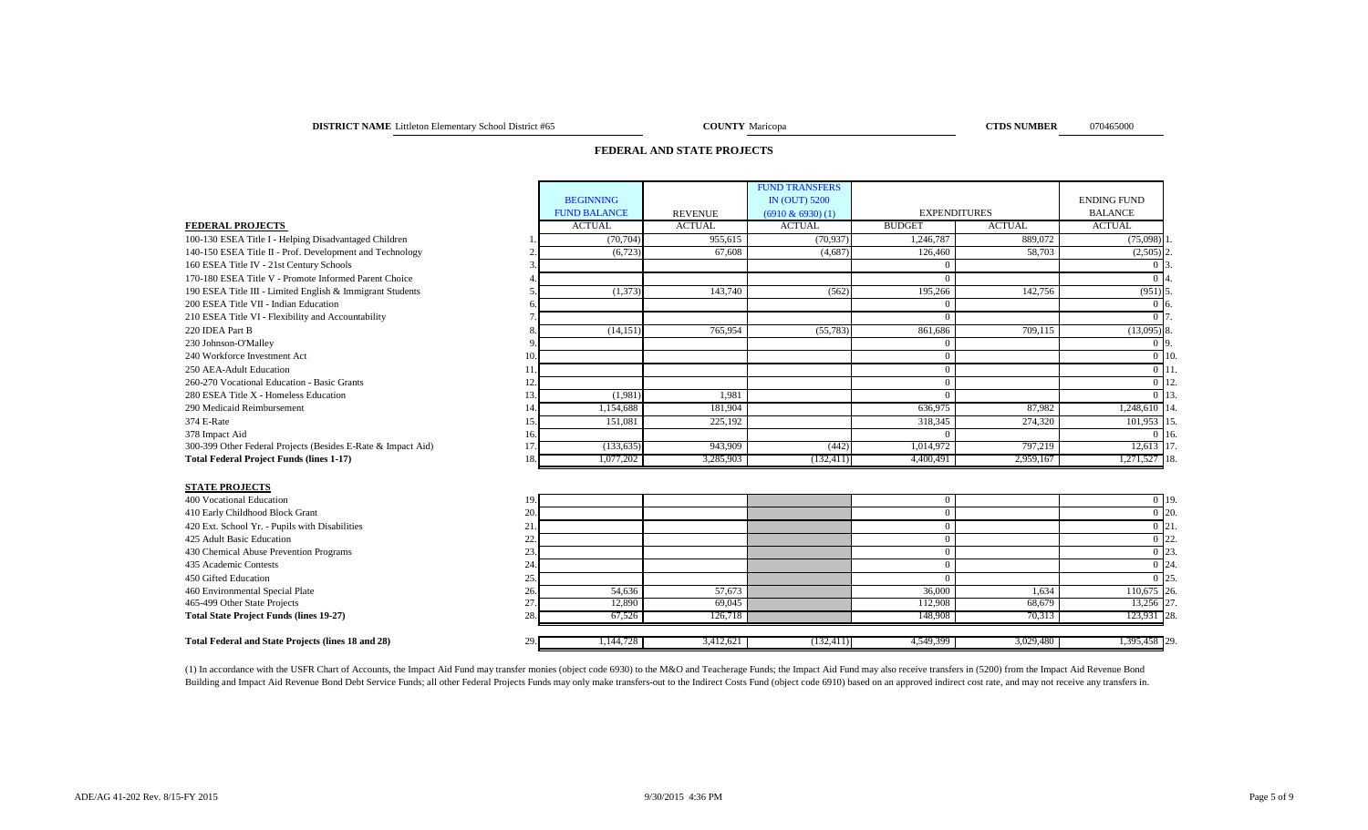**DISTRICT NAME** Littleton Elementary School District #65 **COUNTY** Maricopa **CTDS NUMBER** 070465000

## FEDERAL AND STATE PROJECTS

| | | BEGINNING FUND BALANCE | REVENUE | FUND TRANSFERS IN (OUT) 5200 (6910 & 6930) (1) | EXPENDITURES | | ENDING FUND BALANCE | |
|---|---|---|---|---|---|---|---|---|
| **FEDERAL PROJECTS** | | ACTUAL | ACTUAL | ACTUAL | BUDGET | ACTUAL | ACTUAL | |
| 100-130 ESEA Title I - Helping Disadvantaged Children | 1. | (70,704) | 955,615 | (70,937) | 1,246,787 | 889,072 | (75,098) | 1. |
| 140-150 ESEA Title II - Prof. Development and Technology | 2. | (6,723) | 67,608 | (4,687) | 126,460 | 58,703 | (2,505) | 2. |
| 160 ESEA Title IV - 21st Century Schools | 3. | | | | 0 | | 0 | 3. |
| 170-180 ESEA Title V - Promote Informed Parent Choice | 4. | | | | 0 | | 0 | 4. |
| 190 ESEA Title III - Limited English & Immigrant Students | 5. | (1,373) | 143,740 | (562) | 195,266 | 142,756 | (951) | 5. |
| 200 ESEA Title VII - Indian Education | 6. | | | | 0 | | 0 | 6. |
| 210 ESEA Title VI - Flexibility and Accountability | 7. | | | | 0 | | 0 | 7. |
| 220 IDEA Part B | 8. | (14,151) | 765,954 | (55,783) | 861,686 | 709,115 | (13,095) | 8. |
| 230 Johnson-O'Malley | 9. | | | | 0 | | 0 | 9. |
| 240 Workforce Investment Act | 10. | | | | 0 | | 0 | 10. |
| 250 AEA-Adult Education | 11. | | | | 0 | | 0 | 11. |
| 260-270 Vocational Education - Basic Grants | 12. | | | | 0 | | 0 | 12. |
| 280 ESEA Title X - Homeless Education | 13. | (1,981) | 1,981 | | 0 | | 0 | 13. |
| 290 Medicaid Reimbursement | 14. | 1,154,688 | 181,904 | | 636,975 | 87,982 | 1,248,610 | 14. |
| 374 E-Rate | 15. | 151,081 | 225,192 | | 318,345 | 274,320 | 101,953 | 15. |
| 378 Impact Aid | 16. | | | | 0 | | 0 | 16. |
| 300-399 Other Federal Projects (Besides E-Rate & Impact Aid) | 17. | (133,635) | 943,909 | (442) | 1,014,972 | 797,219 | 12,613 | 17. |
| **Total Federal Project Funds (lines 1-17)** | 18. | 1,077,202 | 3,285,903 | (132,411) | 4,400,491 | 2,959,167 | 1,271,527 | 18. |
| **STATE PROJECTS** | | | | | | | | |
| 400 Vocational Education | 19. | | | | 0 | | 0 | 19. |
| 410 Early Childhood Block Grant | 20. | | | | 0 | | 0 | 20. |
| 420 Ext. School Yr. - Pupils with Disabilities | 21. | | | | 0 | | 0 | 21. |
| 425 Adult Basic Education | 22. | | | | 0 | | 0 | 22. |
| 430 Chemical Abuse Prevention Programs | 23. | | | | 0 | | 0 | 23. |
| 435 Academic Contests | 24. | | | | 0 | | 0 | 24. |
| 450 Gifted Education | 25. | | | | 0 | | 0 | 25. |
| 460 Environmental Special Plate | 26. | 54,636 | 57,673 | | 36,000 | 1,634 | 110,675 | 26. |
| 465-499 Other State Projects | 27. | 12,890 | 69,045 | | 112,908 | 68,679 | 13,256 | 27. |
| **Total State Project Funds (lines 19-27)** | 28. | 67,526 | 126,718 | | 148,908 | 70,313 | 123,931 | 28. |
| **Total Federal and State Projects (lines 18 and 28)** | 29. | 1,144,728 | 3,412,621 | (132,411) | 4,549,399 | 3,029,480 | 1,395,458 | 29. |

(1) In accordance with the USFR Chart of Accounts, the Impact Aid Fund may transfer monies (object code 6930) to the M&O and Teacherage Funds; the Impact Aid Fund may also receive transfers in (5200) from the Impact Aid Revenue Bond Building and Impact Aid Revenue Bond Debt Service Funds; all other Federal Projects Funds may only make transfers-out to the Indirect Costs Fund (object code 6910) based on an approved indirect cost rate, and may not receive any transfers in.

ADE/AG 41-202 Rev. 8/15-FY 2015 9/30/2015 4:36 PM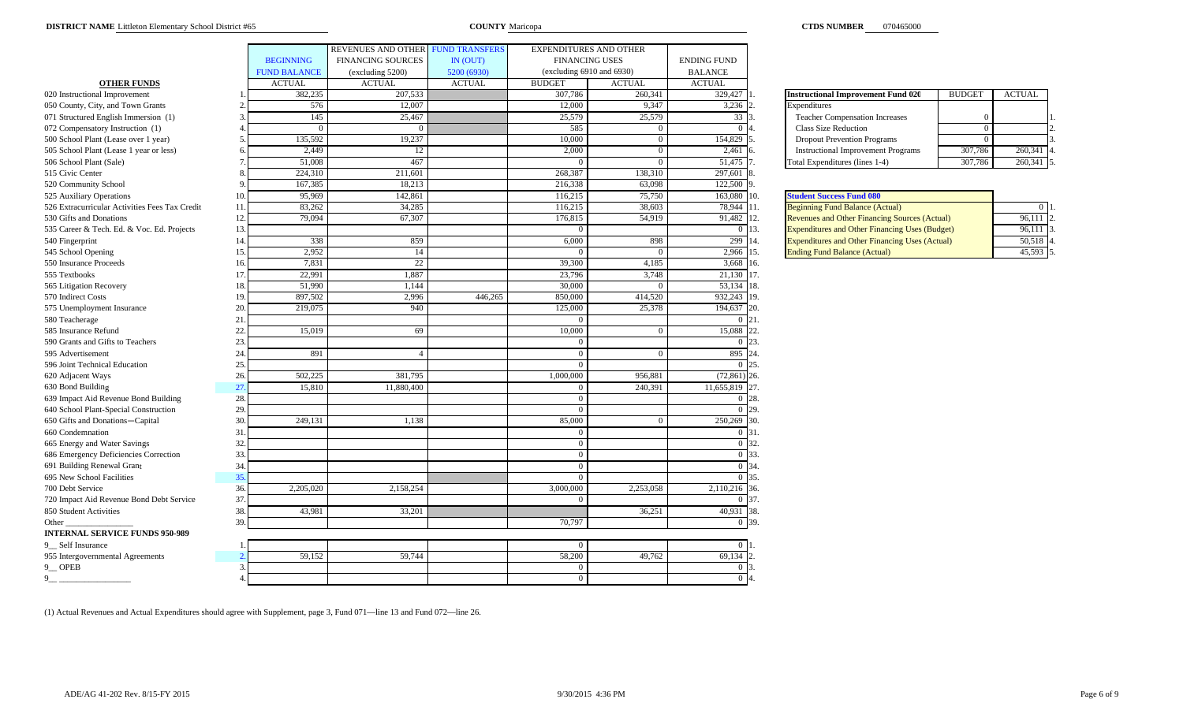**DISTRICT NAME** Littleton Elementary School District #65 **COUNTY** Maricopa **CTDS NUMBER** 070465000

| OTHER FUNDS | | BEGINNING FUND BALANCE ACTUAL | REVENUES AND OTHER FINANCING SOURCES (excluding 5200) ACTUAL | FUND TRANSFERS IN (OUT) 5200 (6930) ACTUAL | EXPENDITURES AND OTHER FINANCING USES (excluding 6910 and 6930) BUDGET | ACTUAL | ENDING FUND BALANCE ACTUAL | |
|---|---|---|---|---|---|---|---|---|
| 020 Instructional Improvement | 1. | 382,235 | 207,533 | | 307,786 | 260,341 | 329,427 | 1. |
| 050 County, City, and Town Grants | 2. | 576 | 12,007 | | 12,000 | 9,347 | 3,236 | 2. |
| 071 Structured English Immersion (1) | 3. | 145 | 25,467 | | 25,579 | 25,579 | 33 | 3. |
| 072 Compensatory Instruction (1) | 4. | 0 | 0 | | 585 | 0 | 0 | 4. |
| 500 School Plant (Lease over 1 year) | 5. | 135,592 | 19,237 | | 10,000 | 0 | 154,829 | 5. |
| 505 School Plant (Lease 1 year or less) | 6. | 2,449 | 12 | | 2,000 | 0 | 2,461 | 6. |
| 506 School Plant (Sale) | 7. | 51,008 | 467 | | 0 | 0 | 51,475 | 7. |
| 515 Civic Center | 8. | 224,310 | 211,601 | | 268,387 | 138,310 | 297,601 | 8. |
| 520 Community School | 9. | 167,385 | 18,213 | | 216,338 | 63,098 | 122,500 | 9. |
| 525 Auxiliary Operations | 10. | 95,969 | 142,861 | | 116,215 | 75,750 | 163,080 | 10. |
| 526 Extracurricular Activities Fees Tax Credit | 11. | 83,262 | 34,285 | | 116,215 | 38,603 | 78,944 | 11. |
| 530 Gifts and Donations | 12. | 79,094 | 67,307 | | 176,815 | 54,919 | 91,482 | 12. |
| 535 Career & Tech. Ed. & Voc. Ed. Projects | 13. | | | | 0 | | 0 | 13. |
| 540 Fingerprint | 14. | 338 | 859 | | 6,000 | 898 | 299 | 14. |
| 545 School Opening | 15. | 2,952 | 14 | | 0 | 0 | 2,966 | 15. |
| 550 Insurance Proceeds | 16. | 7,831 | 22 | | 39,300 | 4,185 | 3,668 | 16. |
| 555 Textbooks | 17. | 22,991 | 1,887 | | 23,796 | 3,748 | 21,130 | 17. |
| 565 Litigation Recovery | 18. | 51,990 | 1,144 | | 30,000 | 0 | 53,134 | 18. |
| 570 Indirect Costs | 19. | 897,502 | 2,996 | 446,265 | 850,000 | 414,520 | 932,243 | 19. |
| 575 Unemployment Insurance | 20. | 219,075 | 940 | | 125,000 | 25,378 | 194,637 | 20. |
| 580 Teacherage | 21. | | | | 0 | | 0 | 21. |
| 585 Insurance Refund | 22. | 15,019 | 69 | | 10,000 | 0 | 15,088 | 22. |
| 590 Grants and Gifts to Teachers | 23. | | | | 0 | | 0 | 23. |
| 595 Advertisement | 24. | 891 | 4 | | 0 | 0 | 895 | 24. |
| 596 Joint Technical Education | 25. | | | | 0 | | 0 | 25. |
| 620 Adjacent Ways | 26. | 502,225 | 381,795 | | 1,000,000 | 956,881 | (72,861) | 26. |
| 630 Bond Building | 27. | 15,810 | 11,880,400 | | 0 | 240,391 | 11,655,819 | 27. |
| 639 Impact Aid Revenue Bond Building | 28. | | | | 0 | | 0 | 28. |
| 640 School Plant-Special Construction | 29. | | | | 0 | | 0 | 29. |
| 650 Gifts and Donations—Capital | 30. | 249,131 | 1,138 | | 85,000 | 0 | 250,269 | 30. |
| 660 Condemnation | 31. | | | | 0 | | 0 | 31. |
| 665 Energy and Water Savings | 32. | | | | 0 | | 0 | 32. |
| 686 Emergency Deficiencies Correction | 33. | | | | 0 | | 0 | 33. |
| 691 Building Renewal Grant | 34. | | | | 0 | | 0 | 34. |
| 695 New School Facilities | 35. | | | | 0 | | 0 | 35. |
| 700 Debt Service | 36. | 2,205,020 | 2,158,254 | | 3,000,000 | 2,253,058 | 2,110,216 | 36. |
| 720 Impact Aid Revenue Bond Debt Service | 37. | | | | 0 | | 0 | 37. |
| 850 Student Activities | 38. | 43,981 | 33,201 | | | 36,251 | 40,931 | 38. |
| Other ________________ | 39. | | | | 70,797 | | 0 | 39. |
| **INTERNAL SERVICE FUNDS 950-989** | | | | | | | | |
| 9__ Self Insurance | 1. | | | | 0 | | 0 | 1. |
| 955 Intergovernmental Agreements | 2. | 59,152 | 59,744 | | 58,200 | 49,762 | 69,134 | 2. |
| 9__ OPEB | 3. | | | | 0 | | 0 | 3. |
| 9__ ________________ | 4. | | | | 0 | | 0 | 4. |

| Instructional Improvement Fund 020 | BUDGET | ACTUAL | |
|---|---|---|---|
| Expenditures | | | |
| Teacher Compensation Increases | 0 | | 1. |
| Class Size Reduction | 0 | | 2. |
| Dropout Prevention Programs | 0 | | 3. |
| Instructional Improvement Programs | 307,786 | 260,341 | 4. |
| Total Expenditures (lines 1-4) | 307,786 | 260,341 | 5. |

| Student Success Fund 080 | | |
|---|---|---|
| Beginning Fund Balance (Actual) | 0 | 1. |
| Revenues and Other Financing Sources (Actual) | 96,111 | 2. |
| Expenditures and Other Financing Uses (Budget) | 96,111 | 3. |
| Expenditures and Other Financing Uses (Actual) | 50,518 | 4. |
| Ending Fund Balance (Actual) | 45,593 | 5. |

(1) Actual Revenues and Actual Expenditures should agree with Supplement, page 3, Fund 071—line 13 and Fund 072—line 26.

ADE/AG 41-202 Rev. 8/15-FY 2015 9/30/2015 4:36 PM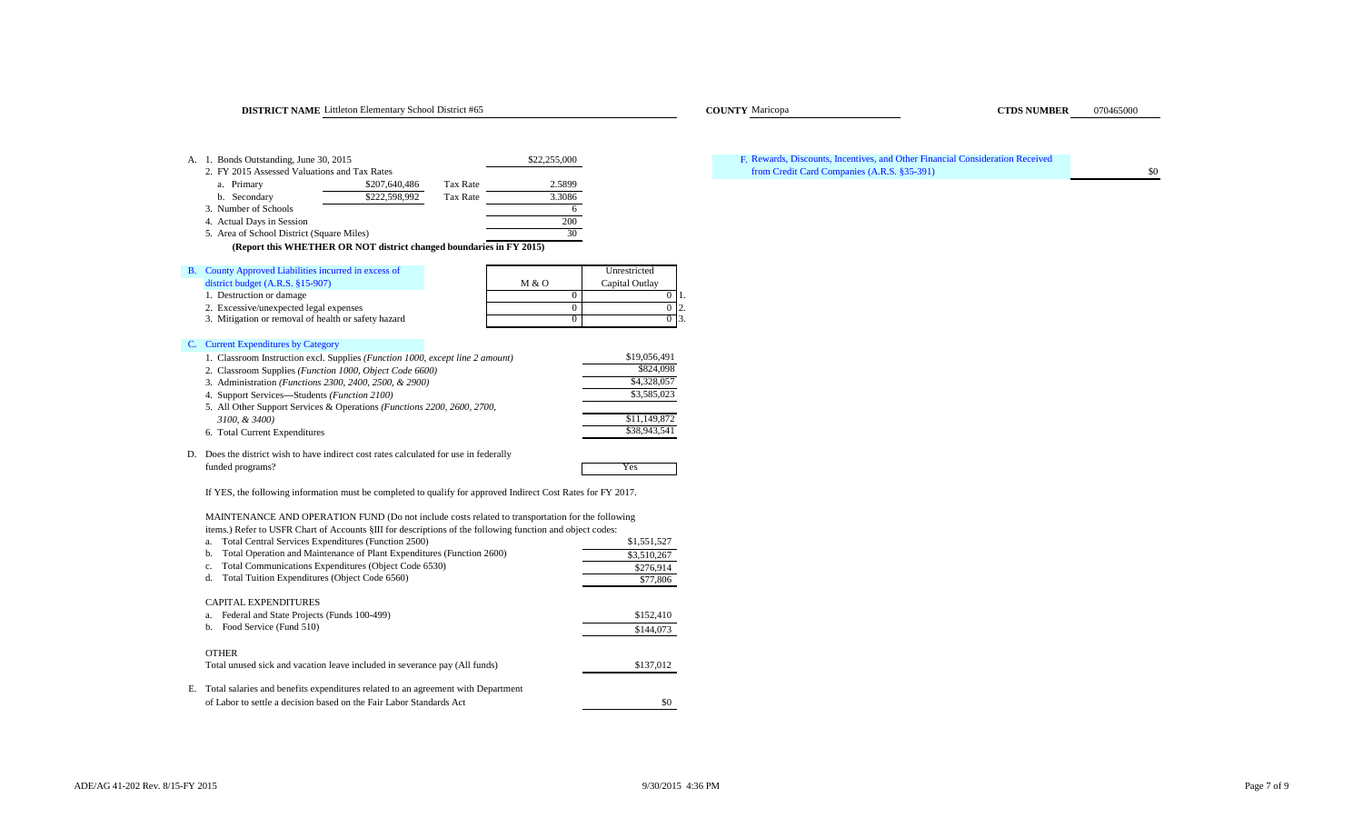**DISTRICT NAME** Littleton Elementary School District #65 **COUNTY** Maricopa **CTDS NUMBER** 070465000

A. 1. Bonds Outstanding, June 30, 2015 — $22,255,000

2. FY 2015 Assessed Valuations and Tax Rates

| | Valuation | | Tax Rate |
|---|---|---|---|
| a. Primary | $207,640,486 | Tax Rate | 2.5899 |
| b. Secondary | $222,598,992 | Tax Rate | 3.3086 |

3. Number of Schools — 6

4. Actual Days in Session — 200

5. Area of School District (Square Miles) — 30

**(Report this WHETHER OR NOT district changed boundaries in FY 2015)**

B. County Approved Liabilities incurred in excess of district budget (A.R.S. §15-907)

| | M & O | Unrestricted Capital Outlay | |
|---|---|---|---|
| 1. Destruction or damage | 0 | 0 | 1. |
| 2. Excessive/unexpected legal expenses | 0 | 0 | 2. |
| 3. Mitigation or removal of health or safety hazard | 0 | 0 | 3. |

C. Current Expenditures by Category

| | |
|---|---|
| 1. Classroom Instruction excl. Supplies *(Function 1000, except line 2 amount)* | $19,056,491 |
| 2. Classroom Supplies *(Function 1000, Object Code 6600)* | $824,098 |
| 3. Administration *(Functions 2300, 2400, 2500, & 2900)* | $4,328,057 |
| 4. Support Services—Students *(Function 2100)* | $3,585,023 |
| 5. All Other Support Services & Operations *(Functions 2200, 2600, 2700, 3100, & 3400)* | $11,149,872 |
| 6. Total Current Expenditures | $38,943,541 |

D. Does the district wish to have indirect cost rates calculated for use in federally funded programs? — Yes

If YES, the following information must be completed to qualify for approved Indirect Cost Rates for FY 2017.

MAINTENANCE AND OPERATION FUND (Do not include costs related to transportation for the following items.) Refer to USFR Chart of Accounts §III for descriptions of the following function and object codes:

| | |
|---|---|
| a. Total Central Services Expenditures (Function 2500) | $1,551,527 |
| b. Total Operation and Maintenance of Plant Expenditures (Function 2600) | $3,510,267 |
| c. Total Communications Expenditures (Object Code 6530) | $276,914 |
| d. Total Tuition Expenditures (Object Code 6560) | $77,806 |

CAPITAL EXPENDITURES

| | |
|---|---|
| a. Federal and State Projects (Funds 100-499) | $152,410 |
| b. Food Service (Fund 510) | $144,073 |

OTHER

| | |
|---|---|
| Total unused sick and vacation leave included in severance pay (All funds) | $137,012 |

E. Total salaries and benefits expenditures related to an agreement with Department of Labor to settle a decision based on the Fair Labor Standards Act — $0

F. Rewards, Discounts, Incentives, and Other Financial Consideration Received from Credit Card Companies (A.R.S. §35-391) — $0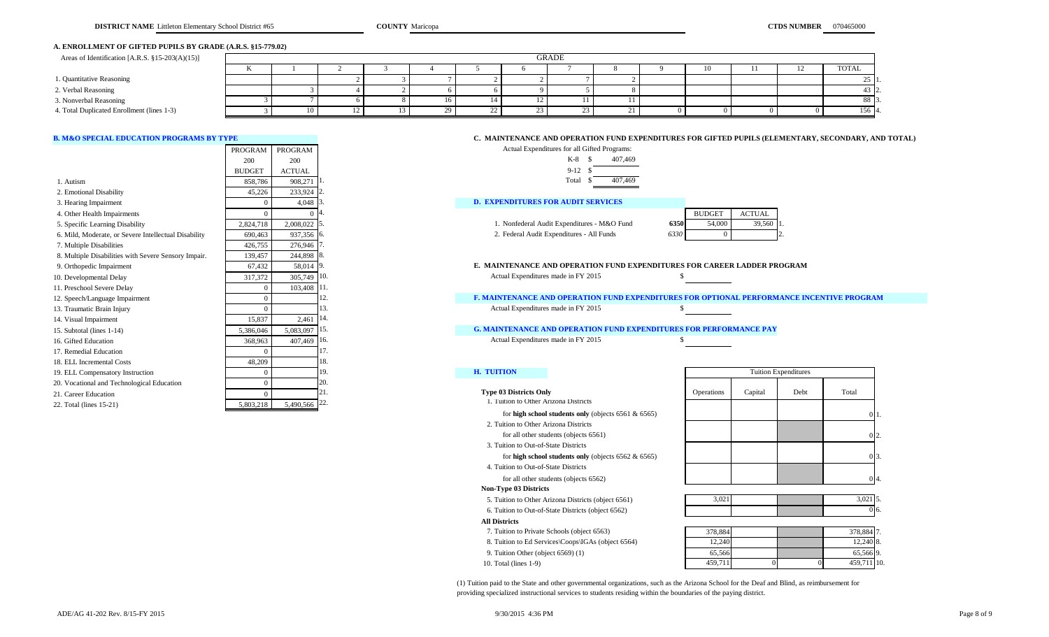**DISTRICT NAME** Littleton Elementary School District #65 **COUNTY** Maricopa **CTDS NUMBER** 070465000

## A. ENROLLMENT OF GIFTED PUPILS BY GRADE (A.R.S. §15-779.02)

| Areas of Identification [A.R.S. §15-203(A)(15)] | K | 1 | 2 | 3 | 4 | 5 | 6 | 7 | 8 | 9 | 10 | 11 | 12 | TOTAL | |
|---|---|---|---|---|---|---|---|---|---|---|---|---|---|---|---|
| 1. Quantitative Reasoning | | | 2 | 3 | 7 | 2 | 2 | 7 | 2 | | | | | 25 | 1. |
| 2. Verbal Reasoning | | 3 | 4 | 2 | 6 | 6 | 9 | 5 | 8 | | | | | 43 | 2. |
| 3. Nonverbal Reasoning | 3 | 7 | 6 | 8 | 16 | 14 | 12 | 11 | 11 | | | | | 88 | 3. |
| 4. Total Duplicated Enrollment (lines 1-3) | 3 | 10 | 12 | 13 | 29 | 22 | 23 | 23 | 21 | 0 | 0 | 0 | 0 | 156 | 4. |

## B. M&O SPECIAL EDUCATION PROGRAMS BY TYPE

| | PROGRAM 200 BUDGET | PROGRAM 200 ACTUAL | |
|---|---|---|---|
| 1. Autism | 858,786 | 908,271 | 1. |
| 2. Emotional Disability | 45,226 | 233,924 | 2. |
| 3. Hearing Impairment | 0 | 4,048 | 3. |
| 4. Other Health Impairments | 0 | 0 | 4. |
| 5. Specific Learning Disability | 2,824,718 | 2,008,022 | 5. |
| 6. Mild, Moderate, or Severe Intellectual Disability | 690,463 | 937,356 | 6. |
| 7. Multiple Disabilities | 426,755 | 276,946 | 7. |
| 8. Multiple Disabilities with Severe Sensory Impair. | 139,457 | 244,898 | 8. |
| 9. Orthopedic Impairment | 67,432 | 58,014 | 9. |
| 10. Developmental Delay | 317,372 | 305,749 | 10. |
| 11. Preschool Severe Delay | 0 | 103,408 | 11. |
| 12. Speech/Language Impairment | 0 | | 12. |
| 13. Traumatic Brain Injury | 0 | | 13. |
| 14. Visual Impairment | 15,837 | 2,461 | 14. |
| 15. Subtotal (lines 1-14) | 5,386,046 | 5,083,097 | 15. |
| 16. Gifted Education | 368,963 | 407,469 | 16. |
| 17. Remedial Education | 0 | | 17. |
| 18. ELL Incremental Costs | 48,209 | | 18. |
| 19. ELL Compensatory Instruction | 0 | | 19. |
| 20. Vocational and Technological Education | 0 | | 20. |
| 21. Career Education | 0 | | 21. |
| 22. Total (lines 15-21) | 5,803,218 | 5,490,566 | 22. |

## C. MAINTENANCE AND OPERATION FUND EXPENDITURES FOR GIFTED PUPILS (ELEMENTARY, SECONDARY, AND TOTAL)

Actual Expenditures for all Gifted Programs:

| | |
|---|---|
| K-8 | $ 407,469 |
| 9-12 | $ |
| Total | $ 407,469 |

## D. EXPENDITURES FOR AUDIT SERVICES

| | | BUDGET | ACTUAL | |
|---|---|---|---|---|
| 1. Nonfederal Audit Expenditures - M&O Fund | 6350 | 54,000 | 39,560 | 1. |
| 2. Federal Audit Expenditures - All Funds | 6330 | 0 | | 2. |

## E. MAINTENANCE AND OPERATION FUND EXPENDITURES FOR CAREER LADDER PROGRAM

Actual Expenditures made in FY 2015 $

## F. MAINTENANCE AND OPERATION FUND EXPENDITURES FOR OPTIONAL PERFORMANCE INCENTIVE PROGRAM

Actual Expenditures made in FY 2015 $

## G. MAINTENANCE AND OPERATION FUND EXPENDITURES FOR PERFORMANCE PAY

Actual Expenditures made in FY 2015 $

## H. TUITION

| | Operations | Capital | Debt | Total | |
|---|---|---|---|---|---|
| **Type 03 Districts Only** | | | | | |
| 1. Tuition to Other Arizona Districts for **high school students only** (objects 6561 & 6565) | | | | 0 | 1. |
| 2. Tuition to Other Arizona Districts for all other students (objects 6561) | | | | 0 | 2. |
| 3. Tuition to Out-of-State Districts for **high school students only** (objects 6562 & 6565) | | | | 0 | 3. |
| 4. Tuition to Out-of-State Districts for all other students (objects 6562) | | | | 0 | 4. |
| **Non-Type 03 Districts** | | | | | |
| 5. Tuition to Other Arizona Districts (object 6561) | 3,021 | | | 3,021 | 5. |
| 6. Tuition to Out-of-State Districts (object 6562) | | | | 0 | 6. |
| **All Districts** | | | | | |
| 7. Tuition to Private Schools (object 6563) | 378,884 | | | 378,884 | 7. |
| 8. Tuition to Ed Services\Coops\IGAs (object 6564) | 12,240 | | | 12,240 | 8. |
| 9. Tuition Other (object 6569) (1) | 65,566 | | | 65,566 | 9. |
| 10. Total (lines 1-9) | 459,711 | 0 | 0 | 459,711 | 10. |

(1) Tuition paid to the State and other governmental organizations, such as the Arizona School for the Deaf and Blind, as reimbursement for providing specialized instructional services to students residing within the boundaries of the paying district.

ADE/AG 41-202 Rev. 8/15-FY 2015 9/30/2015 4:36 PM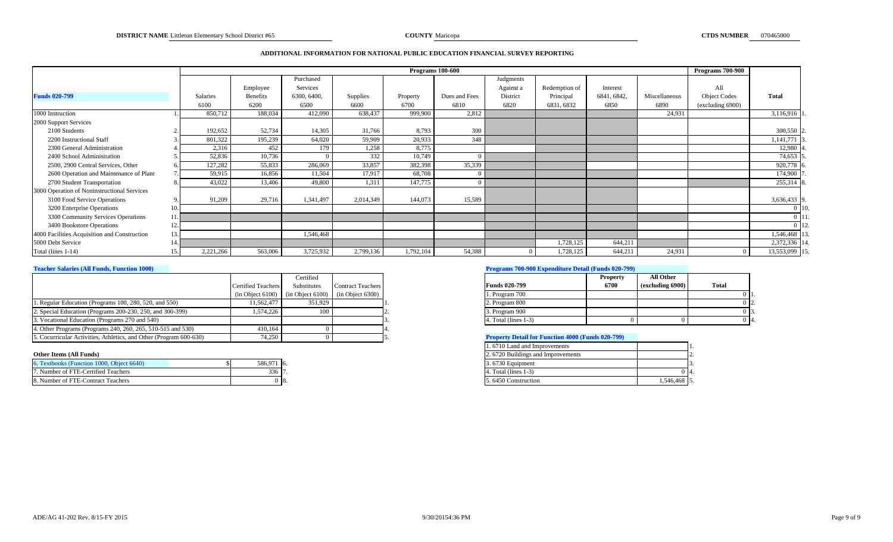**DISTRICT NAME** Littleton Elementary School District #65 **COUNTY** Maricopa **CTDS NUMBER** 070465000

# ADDITIONAL INFORMATION FOR NATIONAL PUBLIC EDUCATION FINANCIAL SURVEY REPORTING

| | | Programs 100-600 | | | | | | | | | | Programs 700-900 | |
|---|---|---|---|---|---|---|---|---|---|---|---|---|---|
| **Funds 020-799** | | Salaries 6100 | Employee Benefits 6200 | Purchased Services 6300, 6400, 6500 | Supplies 6600 | Property 6700 | Dues and Fees 6810 | Judgments Against a District 6820 | Redemption of Principal 6831, 6832 | Interest 6841, 6842, 6850 | Miscellaneous 6890 | All Object Codes (excluding 6900) | Total |
| 1000 Instruction | 1. | 850,712 | 188,034 | 412,090 | 638,437 | 999,900 | 2,812 | | | | 24,931 | | 3,116,916 1. |
| 2000 Support Services | | | | | | | | | | | | | |
| 2100 Students | 2. | 192,652 | 52,734 | 14,305 | 31,766 | 8,793 | 300 | | | | | | 300,550 2. |
| 2200 Instructional Staff | 3. | 801,322 | 195,239 | 64,020 | 59,909 | 20,933 | 348 | | | | | | 1,141,771 3. |
| 2300 General Administration | 4. | 2,316 | 452 | 179 | 1,258 | 8,775 | | | | | | | 12,980 4. |
| 2400 School Administration | 5. | 52,836 | 10,736 | 0 | 332 | 10,749 | 0 | | | | | | 74,653 5. |
| 2500, 2900 Central Services, Other | 6. | 127,282 | 55,833 | 286,069 | 33,857 | 382,398 | 35,339 | | | | | | 920,778 6. |
| 2600 Operation and Maintenance of Plant | 7. | 59,915 | 16,856 | 11,504 | 17,917 | 68,708 | 0 | | | | | | 174,900 7. |
| 2700 Student Transportation | 8. | 43,022 | 13,406 | 49,800 | 1,311 | 147,775 | 0 | | | | | | 255,314 8. |
| 3000 Operation of Noninstructional Services | | | | | | | | | | | | | |
| 3100 Food Service Operations | 9. | 91,209 | 29,716 | 1,341,497 | 2,014,349 | 144,073 | 15,589 | | | | | | 3,636,433 9. |
| 3200 Enterprise Operations | 10. | | | | | | | | | | | | 0 10. |
| 3300 Community Services Operations | 11. | | | | | | | | | | | | 0 11. |
| 3400 Bookstore Operations | 12. | | | | | | | | | | | | 0 12. |
| 4000 Facilities Acquisition and Construction | 13. | | | 1,546,468 | | | | | | | | | 1,546,468 13. |
| 5000 Debt Service | 14. | | | | | | | | 1,728,125 | 644,211 | | | 2,372,336 14. |
| Total (lines 1-14) | 15. | 2,221,266 | 563,006 | 3,725,932 | 2,799,136 | 1,792,104 | 54,388 | 0 | 1,728,125 | 644,211 | 24,931 | 0 | 13,553,099 15. |

## Teacher Salaries (All Funds, Function 1000)

| | Certified Teachers (in Object 6100) | Certified Substitutes (in Object 6100) | Contract Teachers (in Object 6300) | |
|---|---|---|---|---|
| 1. Regular Education (Programs 100, 280, 520, and 550) | 11,562,477 | 351,929 | | 1. |
| 2. Special Education (Programs 200-230, 250, and 300-399) | 1,574,226 | 100 | | 2. |
| 3. Vocational Education (Programs 270 and 540) | | | | 3. |
| 4. Other Programs (Programs 240, 260, 265, 510-515 and 530) | 410,164 | 0 | | 4. |
| 5. Cocurricular Activities, Athletics, and Other (Program 600-630) | 74,250 | 0 | | 5. |

## Other Items (All Funds)

| | | |
|---|---|---|
| 6. Textbooks (Function 1000, Object 6640) | $ 586,971 | 6. |
| 7. Number of FTE-Certified Teachers | 336 | 7. |
| 8. Number of FTE-Contract Teachers | 0 | 8. |

## Programs 700-900 Expenditure Detail (Funds 020-799)

| Funds 020-799 | Property 6700 | All Other (excluding 6900) | Total | |
|---|---|---|---|---|
| 1. Program 700 | | | 0 | 1. |
| 2. Program 800 | | | 0 | 2. |
| 3. Program 900 | | | 0 | 3. |
| 4. Total (lines 1-3) | 0 | 0 | 0 | 4. |

## Property Detail for Function 4000 (Funds 020-799)

| | | |
|---|---|---|
| 1. 6710 Land and Improvements | | 1. |
| 2. 6720 Buildings and Improvements | | 2. |
| 3. 6730 Equipment | | 3. |
| 4. Total (lines 1-3) | 0 | 4. |
| 5. 6450 Construction | 1,546,468 | 5. |

ADE/AG 41-202 Rev. 8/15-FY 2015 9/30/20154:36 PM